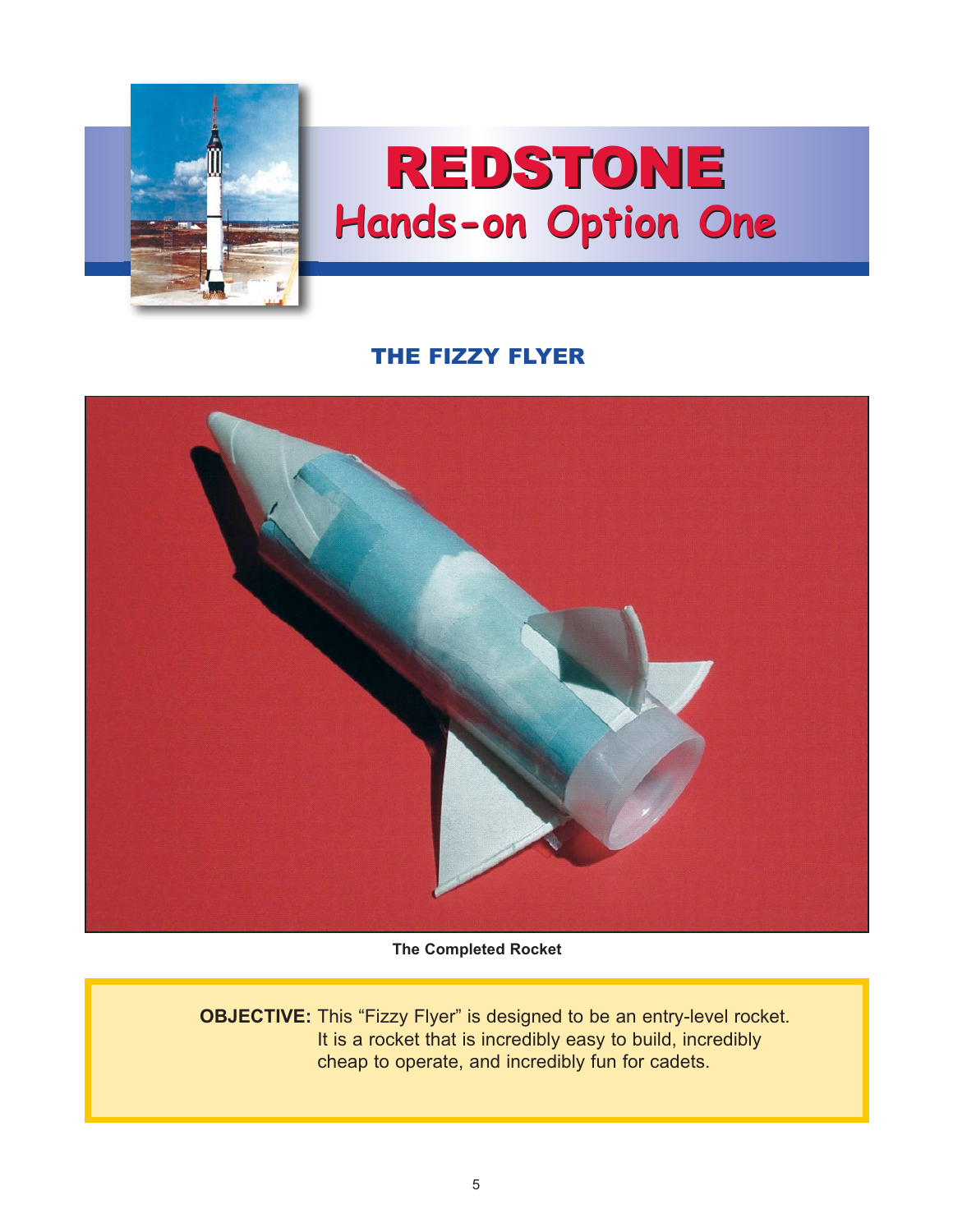# REDSTONE

## Hands-on Option One

### THE FIZZY FLYER

The Completed Rocket

**OBJECTIVE:** This "Fizzy Flyer" is designed to be an entry-level rocket. It is a rocket that is incredibly easy to build, incredibly cheap to operate, and incredibly fun for cadets.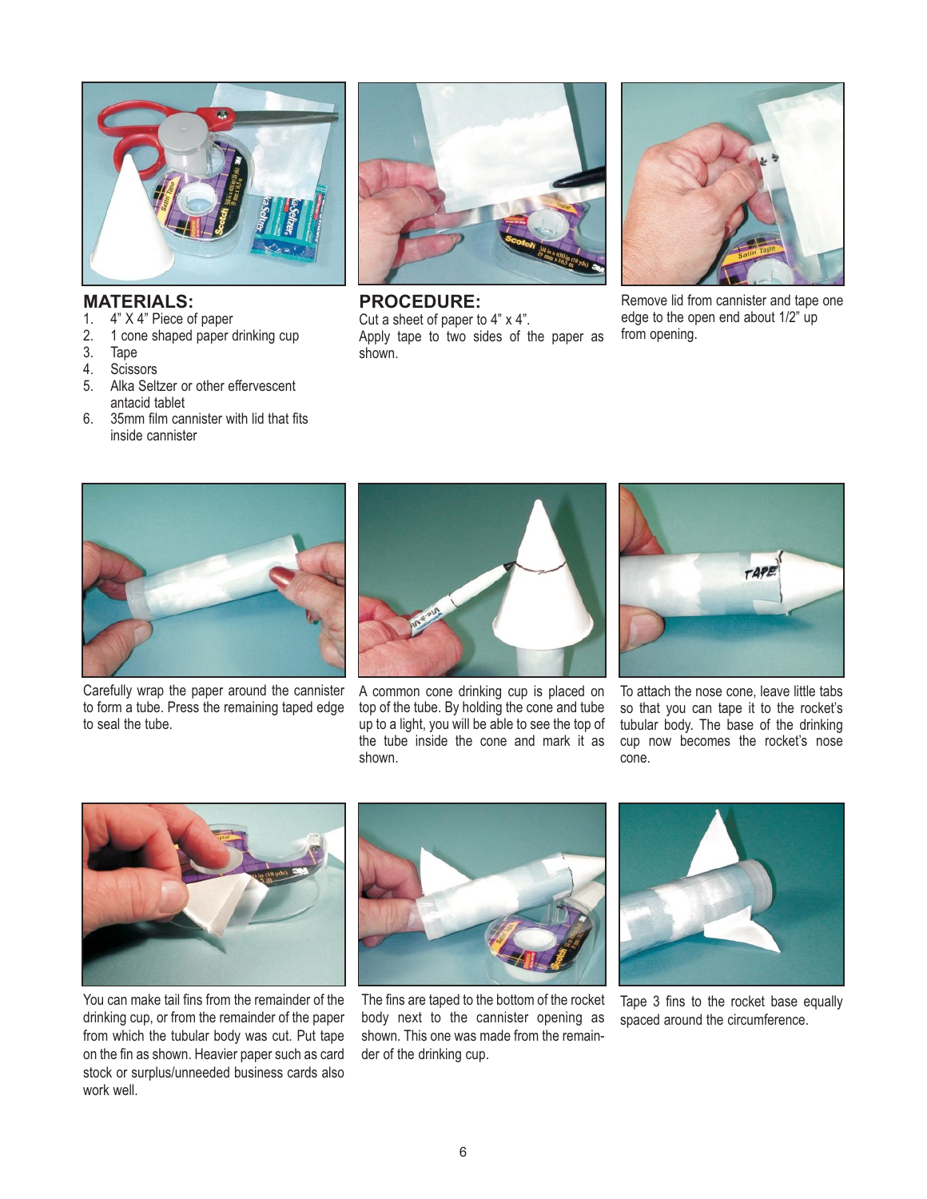## MATERIALS:

1. 4" X 4" Piece of paper
2. 1 cone shaped paper drinking cup
3. Tape
4. Scissors
5. Alka Seltzer or other effervescent antacid tablet
6. 35mm film cannister with lid that fits inside cannister

## PROCEDURE:

Cut a sheet of paper to 4" x 4". Apply tape to two sides of the paper as shown.

Remove lid from cannister and tape one edge to the open end about 1/2" up from opening.

Carefully wrap the paper around the cannister to form a tube. Press the remaining taped edge to seal the tube.

A common cone drinking cup is placed on top of the tube. By holding the cone and tube up to a light, you will be able to see the top of the tube inside the cone and mark it as shown.

To attach the nose cone, leave little tabs so that you can tape it to the rocket's tubular body. The base of the drinking cup now becomes the rocket's nose cone.

You can make tail fins from the remainder of the drinking cup, or from the remainder of the paper from which the tubular body was cut. Put tape on the fin as shown. Heavier paper such as card stock or surplus/unneeded business cards also work well.

The fins are taped to the bottom of the rocket body next to the cannister opening as shown. This one was made from the remainder of the drinking cup.

Tape 3 fins to the rocket base equally spaced around the circumference.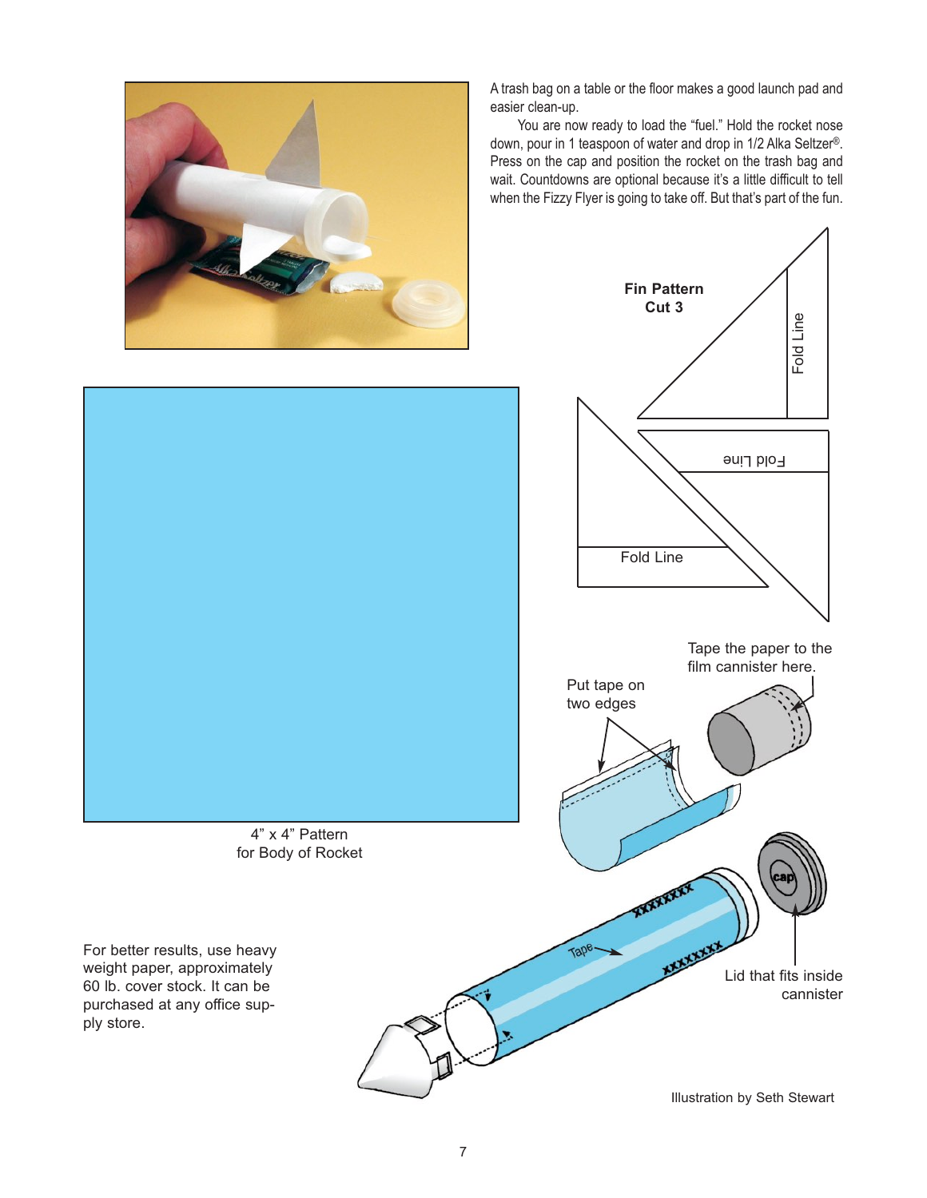A trash bag on a table or the floor makes a good launch pad and easier clean-up.

You are now ready to load the "fuel." Hold the rocket nose down, pour in 1 teaspoon of water and drop in 1/2 Alka Seltzer®. Press on the cap and position the rocket on the trash bag and wait. Countdowns are optional because it's a little difficult to tell when the Fizzy Flyer is going to take off. But that's part of the fun.

**Fin Pattern**
**Cut 3**

Fold Line

Fold Line

Fold Line

4" x 4" Pattern
for Body of Rocket

Tape the paper to the film cannister here.

Put tape on two edges

Tape

Lid that fits inside cannister

cap

For better results, use heavy weight paper, approximately 60 lb. cover stock. It can be purchased at any office supply store.

Illustration by Seth Stewart